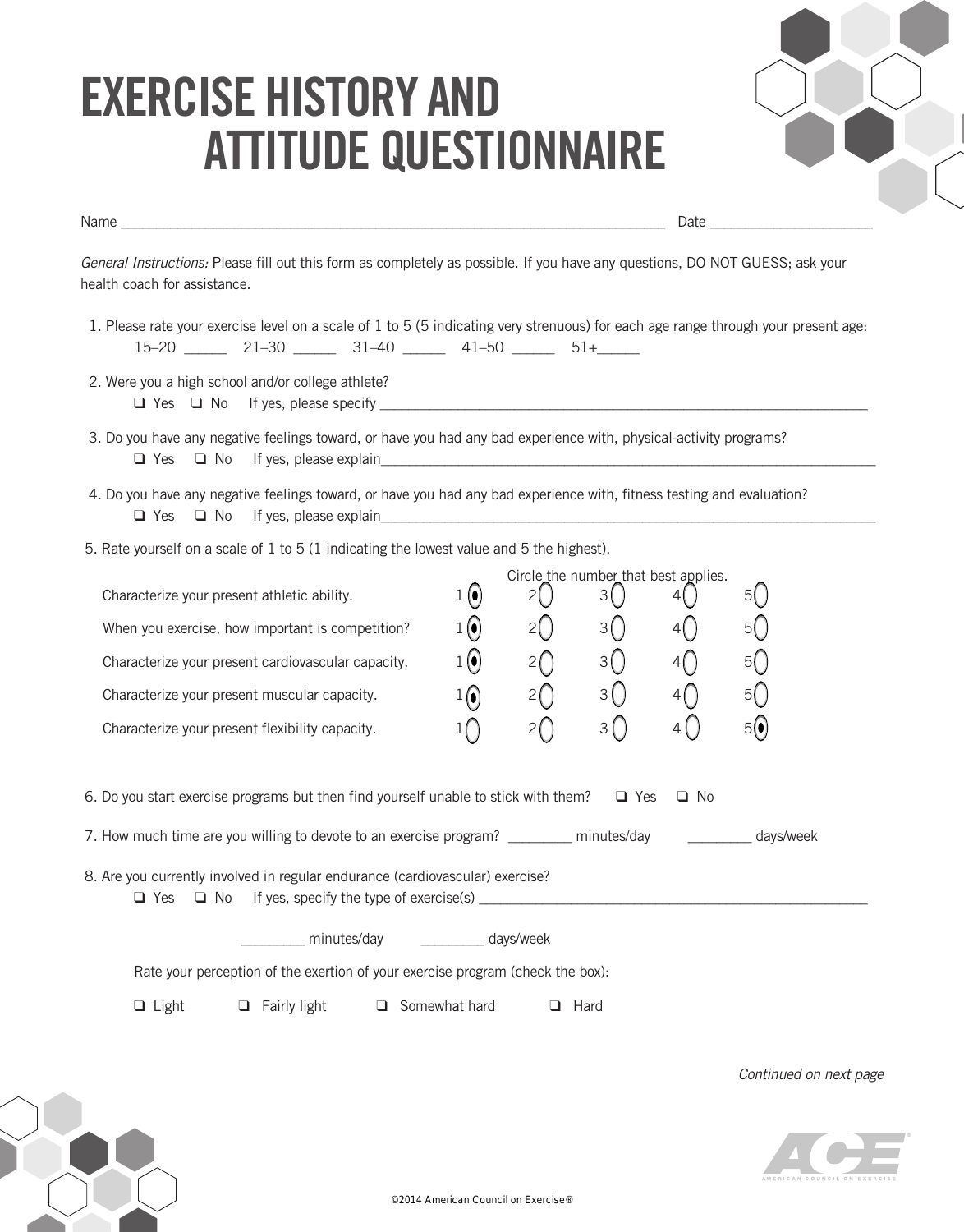# EXERCISE HISTORY AND ATTITUDE QUESTIONNAIRE

Name ___________________________________________ Date ____________________

*General Instructions:* Please fill out this form as completely as possible. If you have any questions, DO NOT GUESS; ask your health coach for assistance.

1. Please rate your exercise level on a scale of 1 to 5 (5 indicating very strenuous) for each age range through your present age:
   15–20 _____ 21–30 _____ 31–40 _____ 41–50 _____ 51+_____

2. Were you a high school and/or college athlete?
   ❑ Yes ❑ No If yes, please specify ____________________________________________

3. Do you have any negative feelings toward, or have you had any bad experience with, physical-activity programs?
   ❑ Yes ❑ No If yes, please explain____________________________________________

4. Do you have any negative feelings toward, or have you had any bad experience with, fitness testing and evaluation?
   ❑ Yes ❑ No If yes, please explain____________________________________________

5. Rate yourself on a scale of 1 to 5 (1 indicating the lowest value and 5 the highest).

   Circle the number that best applies.

| | | | | | |
|---|---|---|---|---|---|
| Characterize your present athletic ability. | 1 (●) | 2 ( ) | 3 ( ) | 4 ( ) | 5 ( ) |
| When you exercise, how important is competition? | 1 (●) | 2 ( ) | 3 ( ) | 4 ( ) | 5 ( ) |
| Characterize your present cardiovascular capacity. | 1 (●) | 2 ( ) | 3 ( ) | 4 ( ) | 5 ( ) |
| Characterize your present muscular capacity. | 1 (●) | 2 ( ) | 3 ( ) | 4 ( ) | 5 ( ) |
| Characterize your present flexibility capacity. | 1 ( ) | 2 ( ) | 3 ( ) | 4 ( ) | 5 (●) |

6. Do you start exercise programs but then find yourself unable to stick with them? ❑ Yes ❑ No

7. How much time are you willing to devote to an exercise program? ________ minutes/day ________ days/week

8. Are you currently involved in regular endurance (cardiovascular) exercise?
   ❑ Yes ❑ No If yes, specify the type of exercise(s) ____________________________________________

   ________ minutes/day ________ days/week

   Rate your perception of the exertion of your exercise program (check the box):

   ❑ Light ❑ Fairly light ❑ Somewhat hard ❑ Hard

*Continued on next page*

©2014 American Council on Exercise®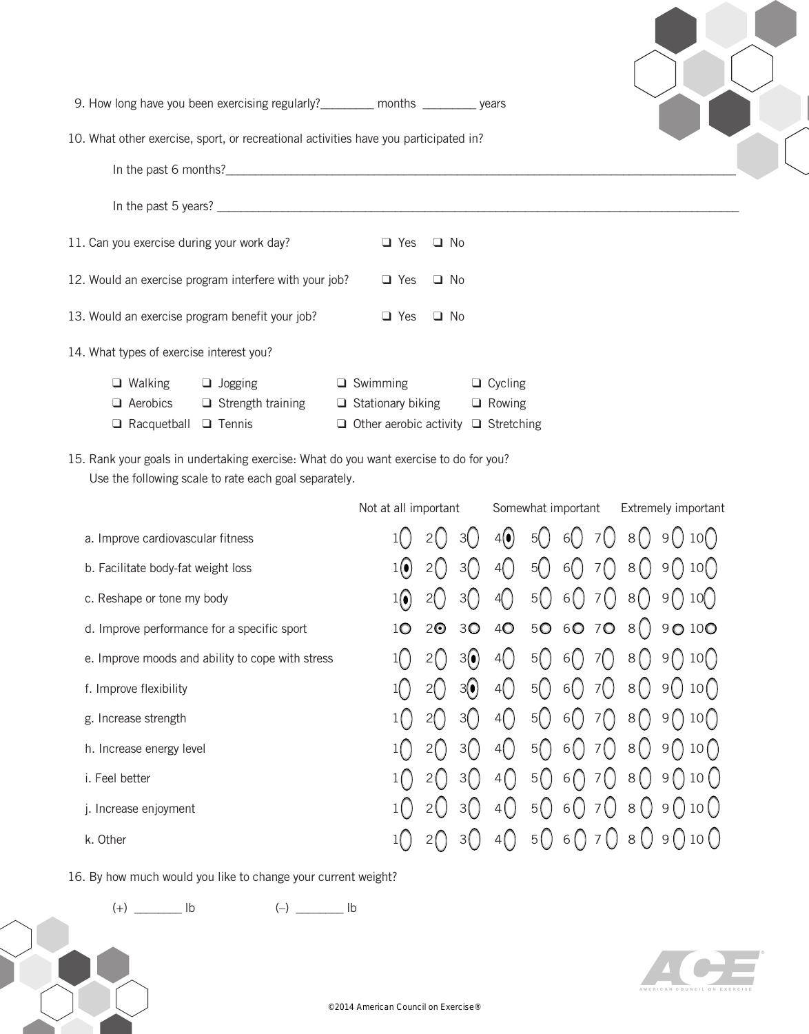9. How long have you been exercising regularly?________ months ________ years

10. What other exercise, sport, or recreational activities have you participated in?

    In the past 6 months?________________________________________________________________

    In the past 5 years? ________________________________________________________________

11. Can you exercise during your work day? ❑ Yes ❑ No

12. Would an exercise program interfere with your job? ❑ Yes ❑ No

13. Would an exercise program benefit your job? ❑ Yes ❑ No

14. What types of exercise interest you?

| | | | |
|---|---|---|---|
| ❑ Walking | ❑ Jogging | ❑ Swimming | ❑ Cycling |
| ❑ Aerobics | ❑ Strength training | ❑ Stationary biking | ❑ Rowing |
| ❑ Racquetball | ❑ Tennis | ❑ Other aerobic activity | ❑ Stretching |

15. Rank your goals in undertaking exercise: What do you want exercise to do for you?
    Use the following scale to rate each goal separately.

| | Not at all important | | | Somewhat important | | | | Extremely important | | |
|---|---|---|---|---|---|---|---|---|---|---|
| | 1 | 2 | 3 | 4 | 5 | 6 | 7 | 8 | 9 | 10 |
| a. Improve cardiovascular fitness | ◯ | ◯ | ◯ | ● | ◯ | ◯ | ◯ | ◯ | ◯ | ◯ |
| b. Facilitate body-fat weight loss | ● | ◯ | ◯ | ◯ | ◯ | ◯ | ◯ | ◯ | ◯ | ◯ |
| c. Reshape or tone my body | ● | ◯ | ◯ | ◯ | ◯ | ◯ | ◯ | ◯ | ◯ | ◯ |
| d. Improve performance for a specific sport | ◯ | ● | ◯ | ◯ | ◯ | ◯ | ◯ | ◯ | ◯ | ◯ |
| e. Improve moods and ability to cope with stress | ◯ | ◯ | ● | ◯ | ◯ | ◯ | ◯ | ◯ | ◯ | ◯ |
| f. Improve flexibility | ◯ | ◯ | ● | ◯ | ◯ | ◯ | ◯ | ◯ | ◯ | ◯ |
| g. Increase strength | ◯ | ◯ | ◯ | ◯ | ◯ | ◯ | ◯ | ◯ | ◯ | ◯ |
| h. Increase energy level | ◯ | ◯ | ◯ | ◯ | ◯ | ◯ | ◯ | ◯ | ◯ | ◯ |
| i. Feel better | ◯ | ◯ | ◯ | ◯ | ◯ | ◯ | ◯ | ◯ | ◯ | ◯ |
| j. Increase enjoyment | ◯ | ◯ | ◯ | ◯ | ◯ | ◯ | ◯ | ◯ | ◯ | ◯ |
| k. Other | ◯ | ◯ | ◯ | ◯ | ◯ | ◯ | ◯ | ◯ | ◯ | ◯ |

16. By how much would you like to change your current weight?

    (+) _______ lb (–) _______ lb

©2014 American Council on Exercise®